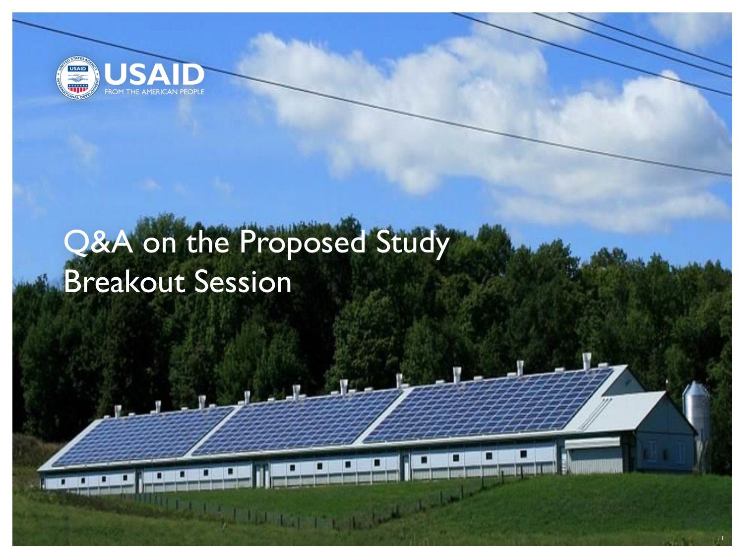USAID
FROM THE AMERICAN PEOPLE

# Q&A on the Proposed Study
# Breakout Session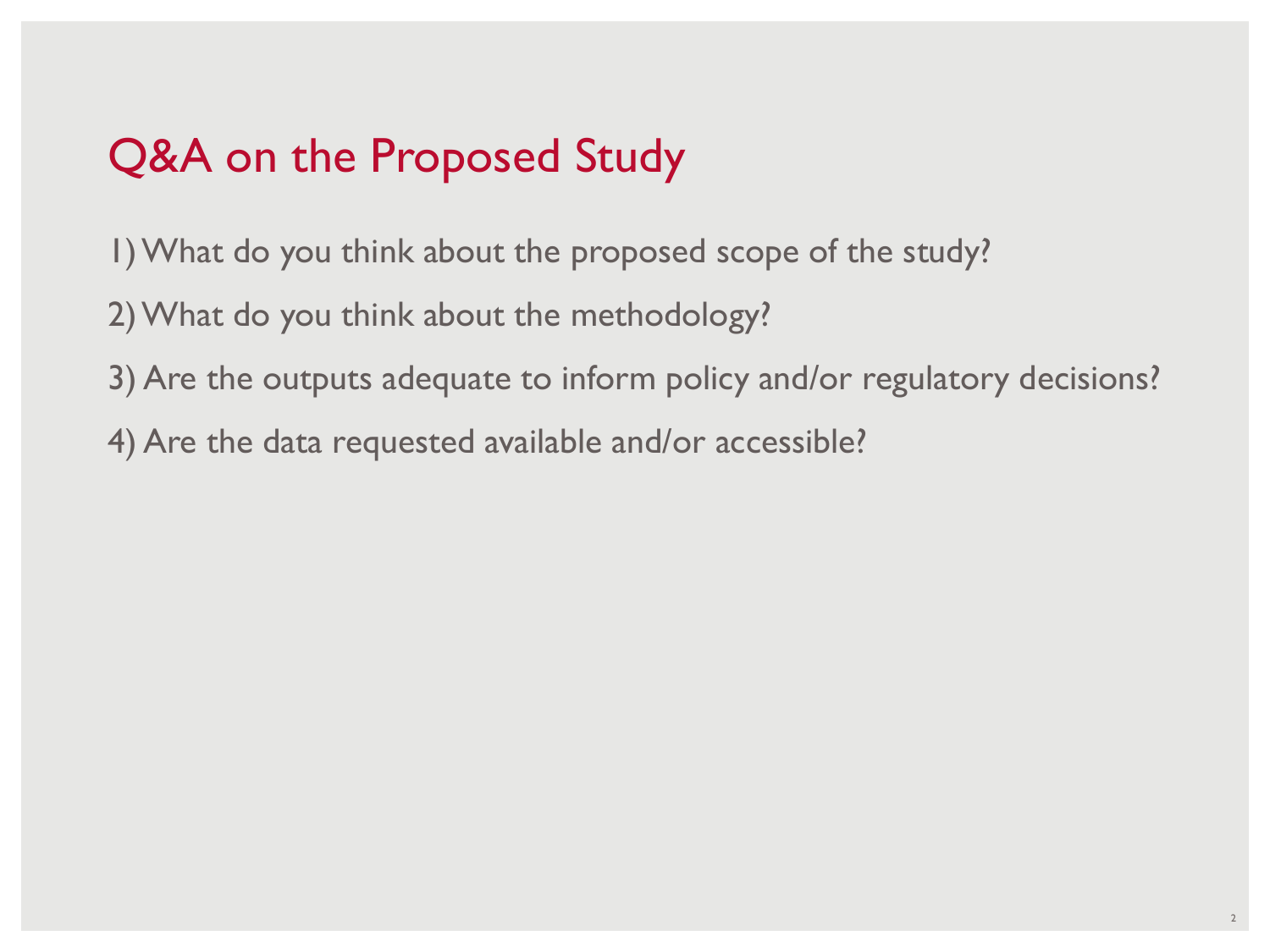# Q&A on the Proposed Study

1) What do you think about the proposed scope of the study?
2) What do you think about the methodology?
3) Are the outputs adequate to inform policy and/or regulatory decisions?
4) Are the data requested available and/or accessible?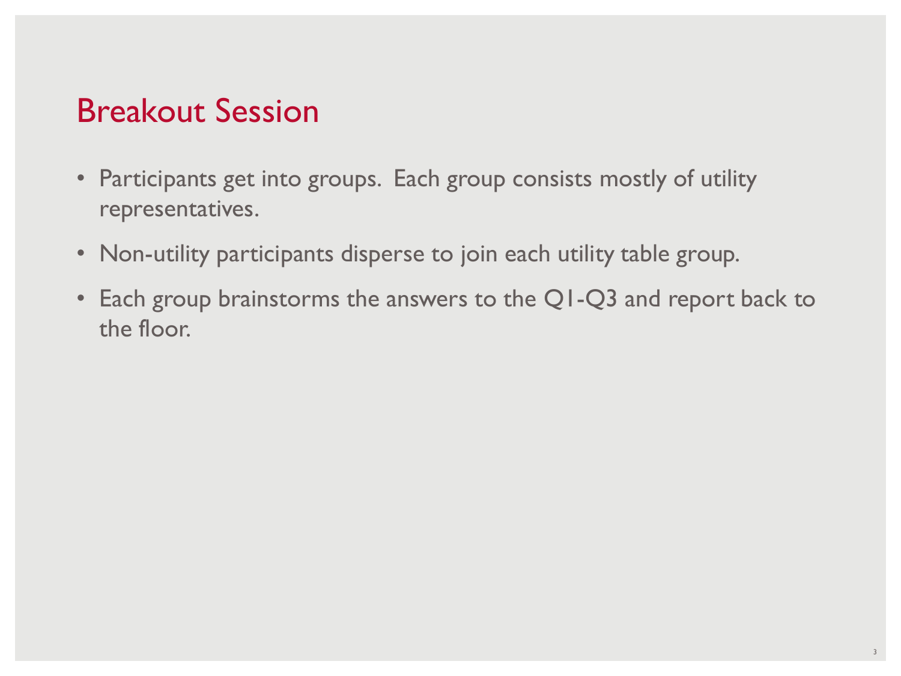# Breakout Session

- Participants get into groups.  Each group consists mostly of utility representatives.
- Non-utility participants disperse to join each utility table group.
- Each group brainstorms the answers to the Q1-Q3 and report back to the floor.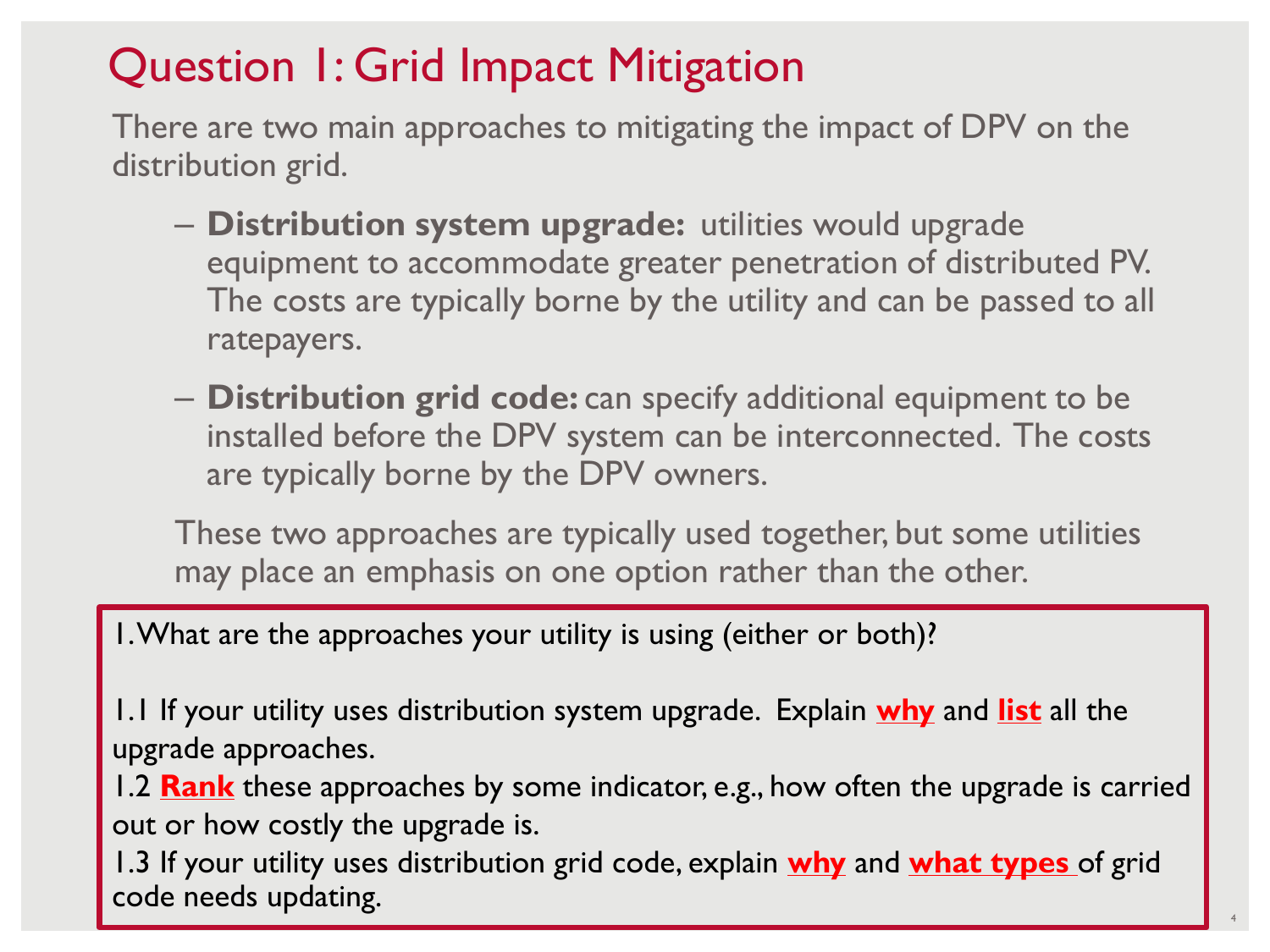# Question 1: Grid Impact Mitigation

There are two main approaches to mitigating the impact of DPV on the distribution grid.

- **Distribution system upgrade:** utilities would upgrade equipment to accommodate greater penetration of distributed PV. The costs are typically borne by the utility and can be passed to all ratepayers.
- **Distribution grid code:** can specify additional equipment to be installed before the DPV system can be interconnected. The costs are typically borne by the DPV owners.

These two approaches are typically used together, but some utilities may place an emphasis on one option rather than the other.

1. What are the approaches your utility is using (either or both)?

1.1 If your utility uses distribution system upgrade. Explain **why** and **list** all the upgrade approaches.

1.2 **Rank** these approaches by some indicator, e.g., how often the upgrade is carried out or how costly the upgrade is.

1.3 If your utility uses distribution grid code, explain **why** and **what types** of grid code needs updating.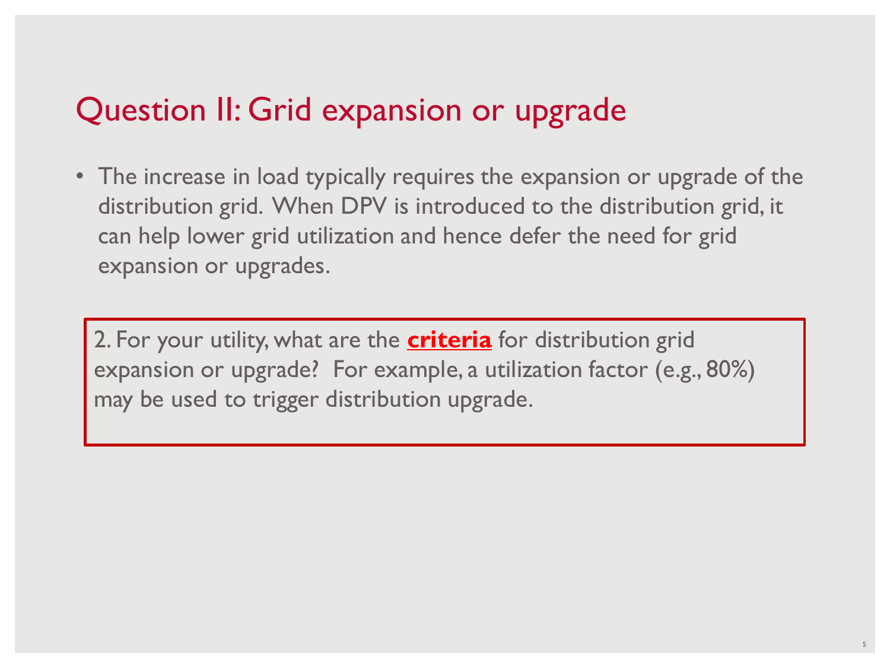# Question II: Grid expansion or upgrade

- The increase in load typically requires the expansion or upgrade of the distribution grid. When DPV is introduced to the distribution grid, it can help lower grid utilization and hence defer the need for grid expansion or upgrades.

2. For your utility, what are the **criteria** for distribution grid expansion or upgrade? For example, a utilization factor (e.g., 80%) may be used to trigger distribution upgrade.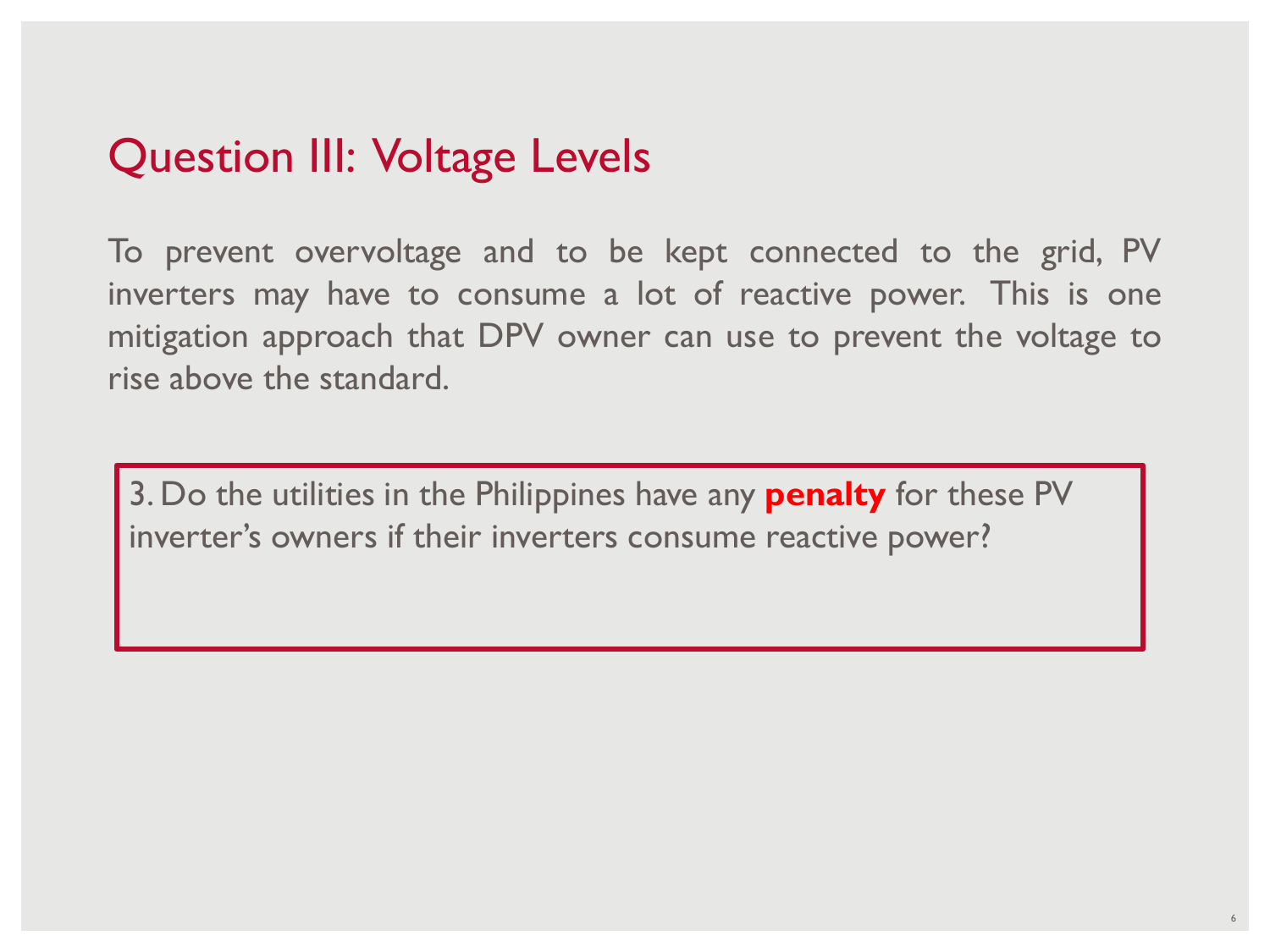# Question III: Voltage Levels

To prevent overvoltage and to be kept connected to the grid, PV inverters may have to consume a lot of reactive power. This is one mitigation approach that DPV owner can use to prevent the voltage to rise above the standard.

3. Do the utilities in the Philippines have any **penalty** for these PV inverter's owners if their inverters consume reactive power?